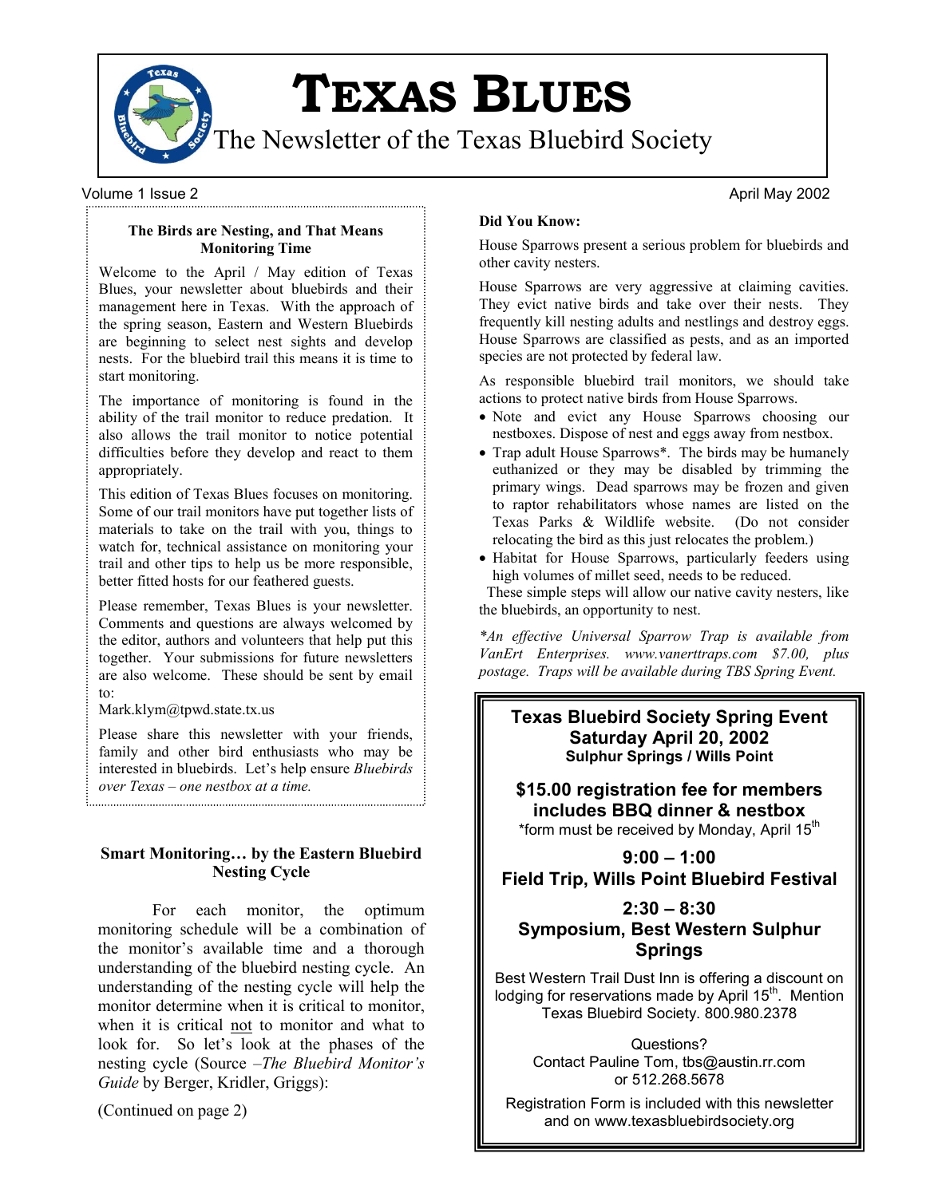# TEXAS BLUES

The Newsletter of the Texas Bluebird Society

Volume 1 Issue 2 April May 2002

### The Birds are Nesting, and That Means Monitoring Time

Welcome to the April / May edition of Texas Blues, your newsletter about bluebirds and their management here in Texas. With the approach of the spring season, Eastern and Western Bluebirds are beginning to select nest sights and develop nests. For the bluebird trail this means it is time to start monitoring.

The importance of monitoring is found in the ability of the trail monitor to reduce predation. It also allows the trail monitor to notice potential difficulties before they develop and react to them appropriately.

This edition of Texas Blues focuses on monitoring. Some of our trail monitors have put together lists of materials to take on the trail with you, things to watch for, technical assistance on monitoring your trail and other tips to help us be more responsible, better fitted hosts for our feathered guests.

Please remember, Texas Blues is your newsletter. Comments and questions are always welcomed by the editor, authors and volunteers that help put this together. Your submissions for future newsletters are also welcome. These should be sent by email to:

Mark.klym@tpwd.state.tx.us

Please share this newsletter with your friends, family and other bird enthusiasts who may be interested in bluebirds. Let's help ensure *Bluebirds over Texas – one nestbox at a time.*

### Smart Monitoring… by the Eastern Bluebird Nesting Cycle

For each monitor, the optimum monitoring schedule will be a combination of the monitor's available time and a thorough understanding of the bluebird nesting cycle. An understanding of the nesting cycle will help the monitor determine when it is critical to monitor, when it is critical not to monitor and what to look for. So let's look at the phases of the nesting cycle (Source –*The Bluebird Monitor's Guide* by Berger, Kridler, Griggs):

(Continued on page 2)

### Did You Know:

House Sparrows present a serious problem for bluebirds and other cavity nesters.

House Sparrows are very aggressive at claiming cavities. They evict native birds and take over their nests. They frequently kill nesting adults and nestlings and destroy eggs. House Sparrows are classified as pests, and as an imported species are not protected by federal law.

As responsible bluebird trail monitors, we should take actions to protect native birds from House Sparrows.

- Note and evict any House Sparrows choosing our nestboxes. Dispose of nest and eggs away from nestbox.
- Trap adult House Sparrows*. The birds may be humanely euthanized or they may be disabled by trimming the primary wings. Dead sparrows may be frozen and given to raptor rehabilitators whose names are listed on the Texas Parks & Wildlife website. (Do not consider relocating the bird as this just relocates the problem.)
- Habitat for House Sparrows, particularly feeders using high volumes of millet seed, needs to be reduced.

These simple steps will allow our native cavity nesters, like the bluebirds, an opportunity to nest.

*\*An effective Universal Sparrow Trap is available from VanErt Enterprises. www.vanerttraps.com $7.00, plus postage. Traps will be available during TBS Spring Event.*

---

**Texas Bluebird Society Spring Event**
**Saturday April 20, 2002**
**Sulphur Springs / Wills Point**

**$15.00 registration fee for members includes BBQ dinner & nestbox**
*form must be received by Monday, April 15th

**9:00 – 1:00**
**Field Trip, Wills Point Bluebird Festival**

**2:30 – 8:30**
**Symposium, Best Western Sulphur Springs**

Best Western Trail Dust Inn is offering a discount on lodging for reservations made by April 15th. Mention Texas Bluebird Society. 800.980.2378

Questions?
Contact Pauline Tom, tbs@austin.rr.com or 512.268.5678

Registration Form is included with this newsletter and on www.texasbluebirdsociety.org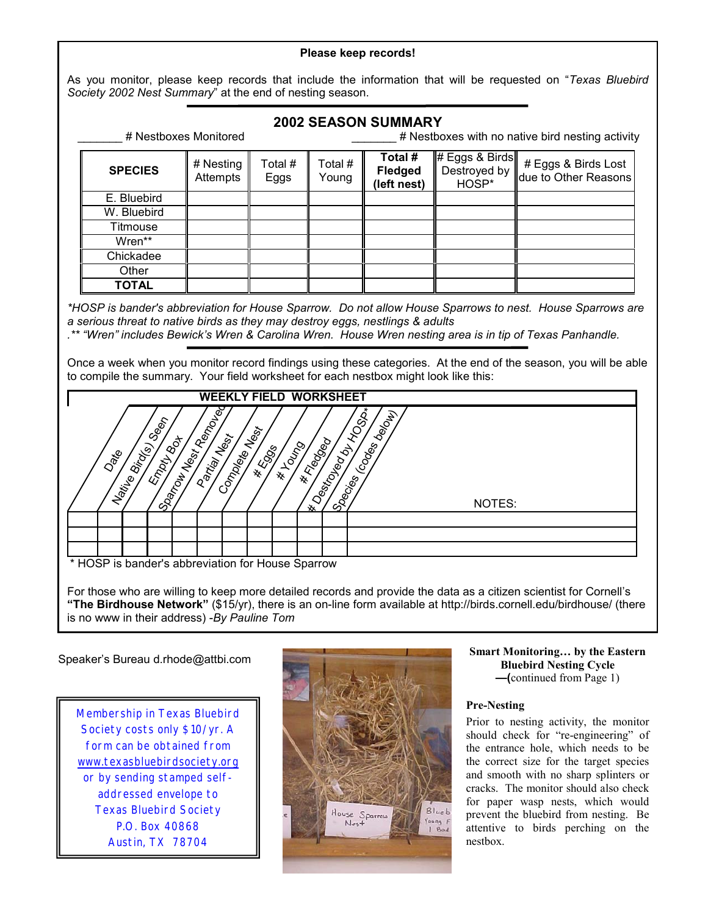**Please keep records!**

As you monitor, please keep records that include the information that will be requested on "*Texas Bluebird Society 2002 Nest Summary*" at the end of nesting season.

## 2002 SEASON SUMMARY

_______ # Nestboxes Monitored _______ # Nestboxes with no native bird nesting activity

| SPECIES | # Nesting Attempts | Total # Eggs | Total # Young | **Total # Fledged (left nest)** | # Eggs & Birds Destroyed by HOSP* | # Eggs & Birds Lost due to Other Reasons |
|---|---|---|---|---|---|---|
| E. Bluebird | | | | | | |
| W. Bluebird | | | | | | |
| Titmouse | | | | | | |
| Wren** | | | | | | |
| Chickadee | | | | | | |
| Other | | | | | | |
| **TOTAL** | | | | | | |

*\*HOSP is bander's abbreviation for House Sparrow. Do not allow House Sparrows to nest. House Sparrows are a serious threat to native birds as they may destroy eggs, nestlings & adults*
*.\*\* "Wren" includes Bewick's Wren & Carolina Wren. House Wren nesting area is in tip of Texas Panhandle.*

Once a week when you monitor record findings using these categories. At the end of the season, you will be able to compile the summary. Your field worksheet for each nestbox might look like this:

**WEEKLY FIELD WORKSHEET**

| Date | Native Bird(s) Seen | Empty Box | Sparrow Nest Removed | Partial Nest | Complete Nest | # Eggs | # Young | # Fledged | # Destroyed by HOSP* | Species (codes below) | NOTES: |
|---|---|---|---|---|---|---|---|---|---|---|---|
| | | | | | | | | | | | |
| | | | | | | | | | | | |
| | | | | | | | | | | | |

\* HOSP is bander's abbreviation for House Sparrow

For those who are willing to keep more detailed records and provide the data as a citizen scientist for Cornell's **"The Birdhouse Network"** ($15/yr), there is an on-line form available at http://birds.cornell.edu/birdhouse/ (there is no www in their address) *-By Pauline Tom*

Speaker's Bureau d.rhode@attbi.com

Membership in Texas Bluebird Society costs only $10/yr. A form can be obtained from www.texasbluebirdsociety.org or by sending stamped self-addressed envelope to Texas Bluebird Society P.O. Box 40868 Austin, TX 78704

### Smart Monitoring… by the Eastern Bluebird Nesting Cycle

—(continued from Page 1)

**Pre-Nesting**

Prior to nesting activity, the monitor should check for "re-engineering" of the entrance hole, which needs to be the correct size for the target species and smooth with no sharp splinters or cracks. The monitor should also check for paper wasp nests, which would prevent the bluebird from nesting. Be attentive to birds perching on the nestbox.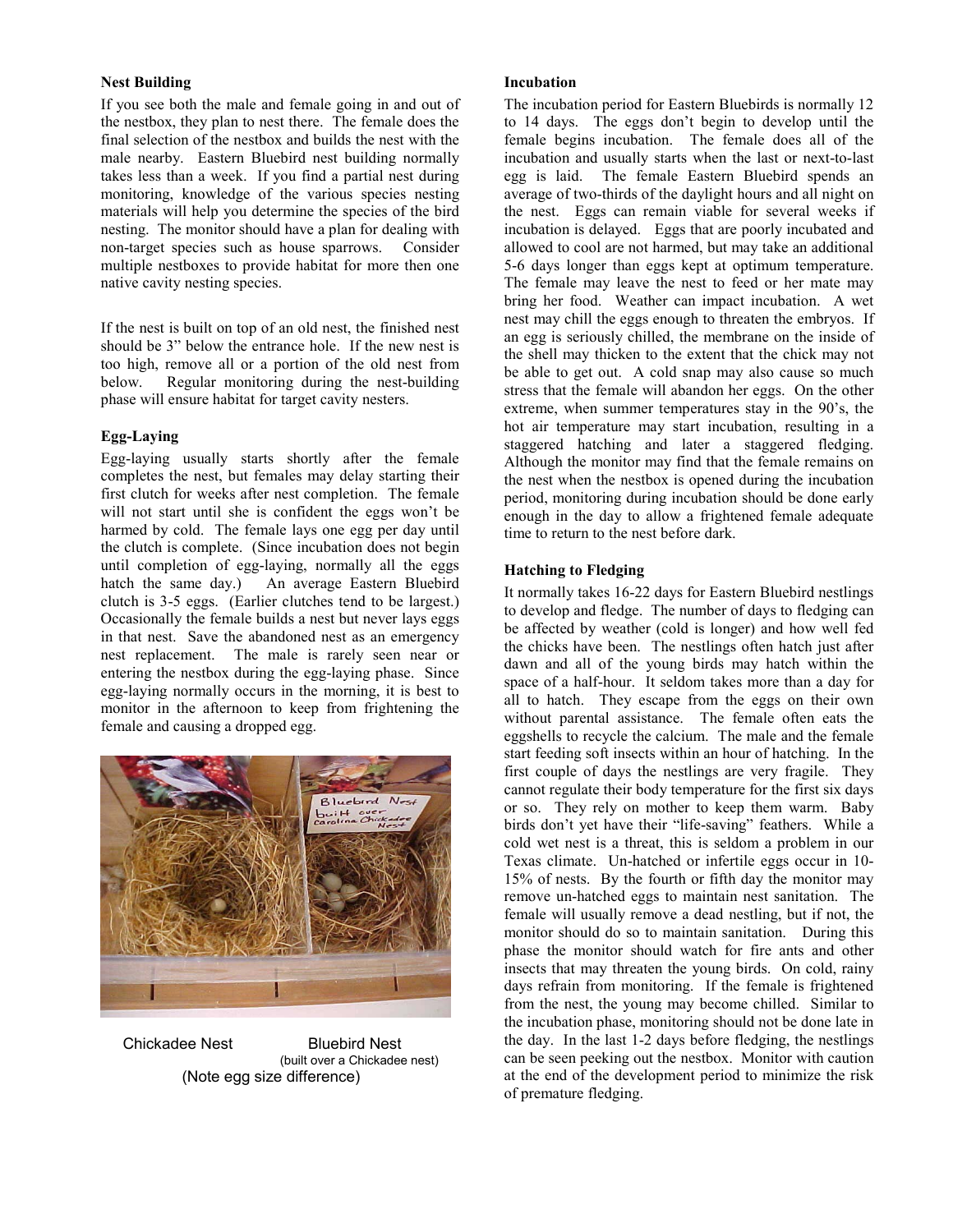### Nest Building

If you see both the male and female going in and out of the nestbox, they plan to nest there. The female does the final selection of the nestbox and builds the nest with the male nearby. Eastern Bluebird nest building normally takes less than a week. If you find a partial nest during monitoring, knowledge of the various species nesting materials will help you determine the species of the bird nesting. The monitor should have a plan for dealing with non-target species such as house sparrows. Consider multiple nestboxes to provide habitat for more then one native cavity nesting species.

If the nest is built on top of an old nest, the finished nest should be 3" below the entrance hole. If the new nest is too high, remove all or a portion of the old nest from below. Regular monitoring during the nest-building phase will ensure habitat for target cavity nesters.

### Egg-Laying

Egg-laying usually starts shortly after the female completes the nest, but females may delay starting their first clutch for weeks after nest completion. The female will not start until she is confident the eggs won't be harmed by cold. The female lays one egg per day until the clutch is complete. (Since incubation does not begin until completion of egg-laying, normally all the eggs hatch the same day.) An average Eastern Bluebird clutch is 3-5 eggs. (Earlier clutches tend to be largest.) Occasionally the female builds a nest but never lays eggs in that nest. Save the abandoned nest as an emergency nest replacement. The male is rarely seen near or entering the nestbox during the egg-laying phase. Since egg-laying normally occurs in the morning, it is best to monitor in the afternoon to keep from frightening the female and causing a dropped egg.

Chickadee Nest Bluebird Nest (built over a Chickadee nest)
(Note egg size difference)

### Incubation

The incubation period for Eastern Bluebirds is normally 12 to 14 days. The eggs don't begin to develop until the female begins incubation. The female does all of the incubation and usually starts when the last or next-to-last egg is laid. The female Eastern Bluebird spends an average of two-thirds of the daylight hours and all night on the nest. Eggs can remain viable for several weeks if incubation is delayed. Eggs that are poorly incubated and allowed to cool are not harmed, but may take an additional 5-6 days longer than eggs kept at optimum temperature. The female may leave the nest to feed or her mate may bring her food. Weather can impact incubation. A wet nest may chill the eggs enough to threaten the embryos. If an egg is seriously chilled, the membrane on the inside of the shell may thicken to the extent that the chick may not be able to get out. A cold snap may also cause so much stress that the female will abandon her eggs. On the other extreme, when summer temperatures stay in the 90's, the hot air temperature may start incubation, resulting in a staggered hatching and later a staggered fledging. Although the monitor may find that the female remains on the nest when the nestbox is opened during the incubation period, monitoring during incubation should be done early enough in the day to allow a frightened female adequate time to return to the nest before dark.

### Hatching to Fledging

It normally takes 16-22 days for Eastern Bluebird nestlings to develop and fledge. The number of days to fledging can be affected by weather (cold is longer) and how well fed the chicks have been. The nestlings often hatch just after dawn and all of the young birds may hatch within the space of a half-hour. It seldom takes more than a day for all to hatch. They escape from the eggs on their own without parental assistance. The female often eats the eggshells to recycle the calcium. The male and the female start feeding soft insects within an hour of hatching. In the first couple of days the nestlings are very fragile. They cannot regulate their body temperature for the first six days or so. They rely on mother to keep them warm. Baby birds don't yet have their "life-saving" feathers. While a cold wet nest is a threat, this is seldom a problem in our Texas climate. Un-hatched or infertile eggs occur in 10-15% of nests. By the fourth or fifth day the monitor may remove un-hatched eggs to maintain nest sanitation. The female will usually remove a dead nestling, but if not, the monitor should do so to maintain sanitation. During this phase the monitor should watch for fire ants and other insects that may threaten the young birds. On cold, rainy days refrain from monitoring. If the female is frightened from the nest, the young may become chilled. Similar to the incubation phase, monitoring should not be done late in the day. In the last 1-2 days before fledging, the nestlings can be seen peeking out the nestbox. Monitor with caution at the end of the development period to minimize the risk of premature fledging.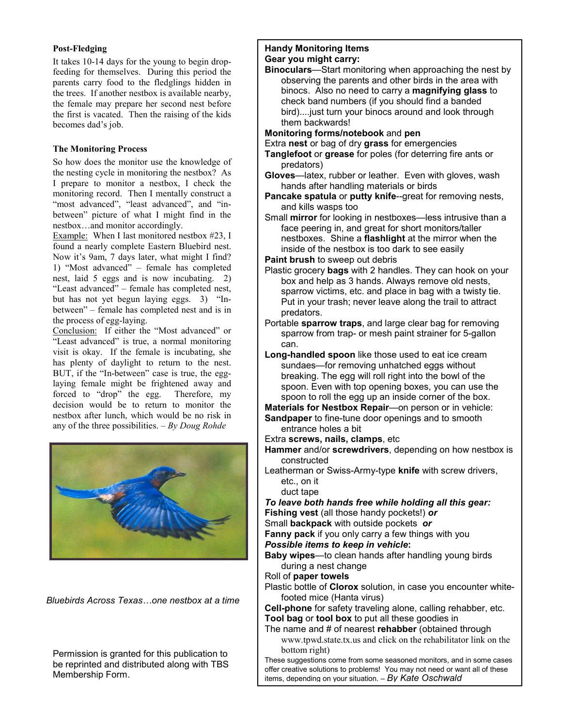### Post-Fledging

It takes 10-14 days for the young to begin drop-feeding for themselves. During this period the parents carry food to the fledglings hidden in the trees. If another nestbox is available nearby, the female may prepare her second nest before the first is vacated. Then the raising of the kids becomes dad's job.

### The Monitoring Process

So how does the monitor use the knowledge of the nesting cycle in monitoring the nestbox? As I prepare to monitor a nestbox, I check the monitoring record. Then I mentally construct a "most advanced", "least advanced", and "in-between" picture of what I might find in the nestbox…and monitor accordingly.

Example: When I last monitored nestbox #23, I found a nearly complete Eastern Bluebird nest. Now it's 9am, 7 days later, what might I find? 1) "Most advanced" – female has completed nest, laid 5 eggs and is now incubating. 2) "Least advanced" – female has completed nest, but has not yet begun laying eggs. 3) "In-between" – female has completed nest and is in the process of egg-laying.

Conclusion: If either the "Most advanced" or "Least advanced" is true, a normal monitoring visit is okay. If the female is incubating, she has plenty of daylight to return to the nest. BUT, if the "In-between" case is true, the egg-laying female might be frightened away and forced to "drop" the egg. Therefore, my decision would be to return to monitor the nestbox after lunch, which would be no risk in any of the three possibilities. – *By Doug Rohde*

*Bluebirds Across Texas…one nestbox at a time*

Permission is granted for this publication to be reprinted and distributed along with TBS Membership Form.

**Handy Monitoring Items**
**Gear you might carry:**

**Binoculars**—Start monitoring when approaching the nest by observing the parents and other birds in the area with binocs. Also no need to carry a **magnifying glass** to check band numbers (if you should find a banded bird)....just turn your binocs around and look through them backwards!

**Monitoring forms/notebook** and **pen**

Extra **nest** or bag of dry **grass** for emergencies

**Tanglefoot** or **grease** for poles (for deterring fire ants or predators)

**Gloves**—latex, rubber or leather. Even with gloves, wash hands after handling materials or birds

**Pancake spatula** or **putty knife**--great for removing nests, and kills wasps too

Small **mirror** for looking in nestboxes—less intrusive than a face peering in, and great for short monitors/taller nestboxes. Shine a **flashlight** at the mirror when the inside of the nestbox is too dark to see easily

**Paint brush** to sweep out debris

Plastic grocery **bags** with 2 handles. They can hook on your box and help as 3 hands. Always remove old nests, sparrow victims, etc. and place in bag with a twisty tie. Put in your trash; never leave along the trail to attract predators.

Portable **sparrow traps**, and large clear bag for removing sparrow from trap- or mesh paint strainer for 5-gallon can.

**Long-handled spoon** like those used to eat ice cream sundaes—for removing unhatched eggs without breaking. The egg will roll right into the bowl of the spoon. Even with top opening boxes, you can use the spoon to roll the egg up an inside corner of the box.

**Materials for Nestbox Repair**—on person or in vehicle:

**Sandpaper** to fine-tune door openings and to smooth entrance holes a bit

Extra **screws, nails, clamps**, etc

**Hammer** and/or **screwdrivers**, depending on how nestbox is constructed

Leatherman or Swiss-Army-type **knife** with screw drivers, etc., on it

duct tape

***To leave both hands free while holding all this gear:***

**Fishing vest** (all those handy pockets!) ***or***

Small **backpack** with outside pockets ***or***

**Fanny pack** if you only carry a few things with you

***Possible items to keep in vehicle*:**

**Baby wipes**—to clean hands after handling young birds during a nest change

Roll of **paper towels**

Plastic bottle of **Clorox** solution, in case you encounter white-footed mice (Hanta virus)

**Cell-phone** for safety traveling alone, calling rehabber, etc.

**Tool bag** or **tool box** to put all these goodies in

The name and # of nearest **rehabber** (obtained through www.tpwd.state.tx.us and click on the rehabilitator link on the bottom right)

These suggestions come from some seasoned monitors, and in some cases offer creative solutions to problems! You may not need or want all of these items, depending on your situation. – *By Kate Oschwald*